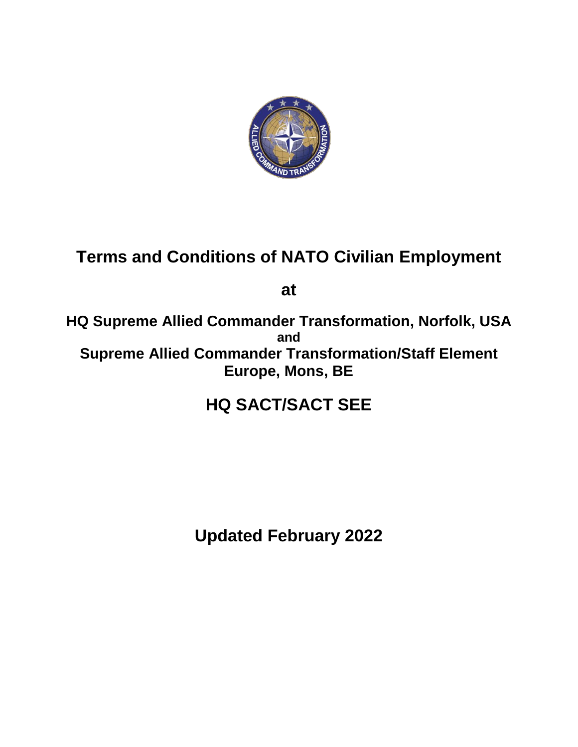# Terms and Conditions of NATO Civilian Employment

**at**

**HQ Supreme Allied Commander Transformation, Norfolk, USA**
**and**
**Supreme Allied Commander Transformation/Staff Element Europe, Mons, BE**

## HQ SACT/SACT SEE

**Updated February 2022**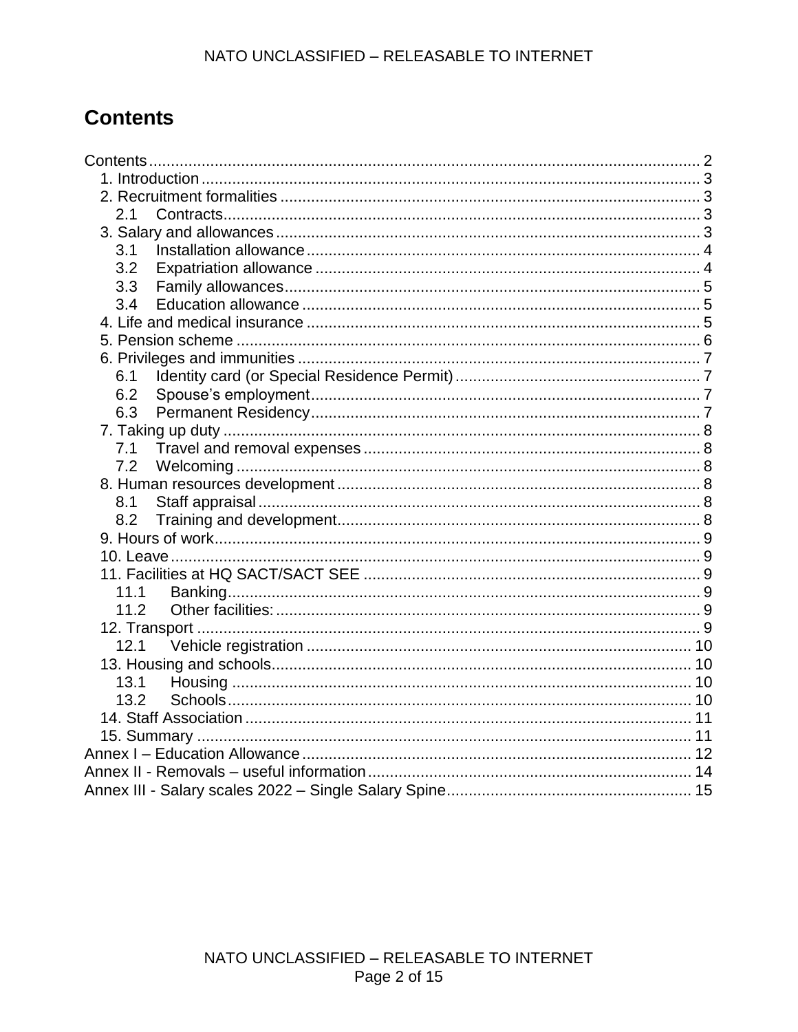# Contents

Contents .......... 2
- 1. Introduction .......... 3
- 2. Recruitment formalities .......... 3
  - 2.1 Contracts .......... 3
- 3. Salary and allowances .......... 3
  - 3.1 Installation allowance .......... 4
  - 3.2 Expatriation allowance .......... 4
  - 3.3 Family allowances .......... 5
  - 3.4 Education allowance .......... 5
- 4. Life and medical insurance .......... 5
- 5. Pension scheme .......... 6
- 6. Privileges and immunities .......... 7
  - 6.1 Identity card (or Special Residence Permit) .......... 7
  - 6.2 Spouse's employment .......... 7
  - 6.3 Permanent Residency .......... 7
- 7. Taking up duty .......... 8
  - 7.1 Travel and removal expenses .......... 8
  - 7.2 Welcoming .......... 8
- 8. Human resources development .......... 8
  - 8.1 Staff appraisal .......... 8
  - 8.2 Training and development .......... 8
- 9. Hours of work .......... 9
- 10. Leave .......... 9
- 11. Facilities at HQ SACT/SACT SEE .......... 9
  - 11.1 Banking .......... 9
  - 11.2 Other facilities: .......... 9
- 12. Transport .......... 9
  - 12.1 Vehicle registration .......... 10
- 13. Housing and schools .......... 10
  - 13.1 Housing .......... 10
  - 13.2 Schools .......... 10
- 14. Staff Association .......... 11
- 15. Summary .......... 11

Annex I – Education Allowance .......... 12

Annex II - Removals – useful information .......... 14

Annex III - Salary scales 2022 – Single Salary Spine .......... 15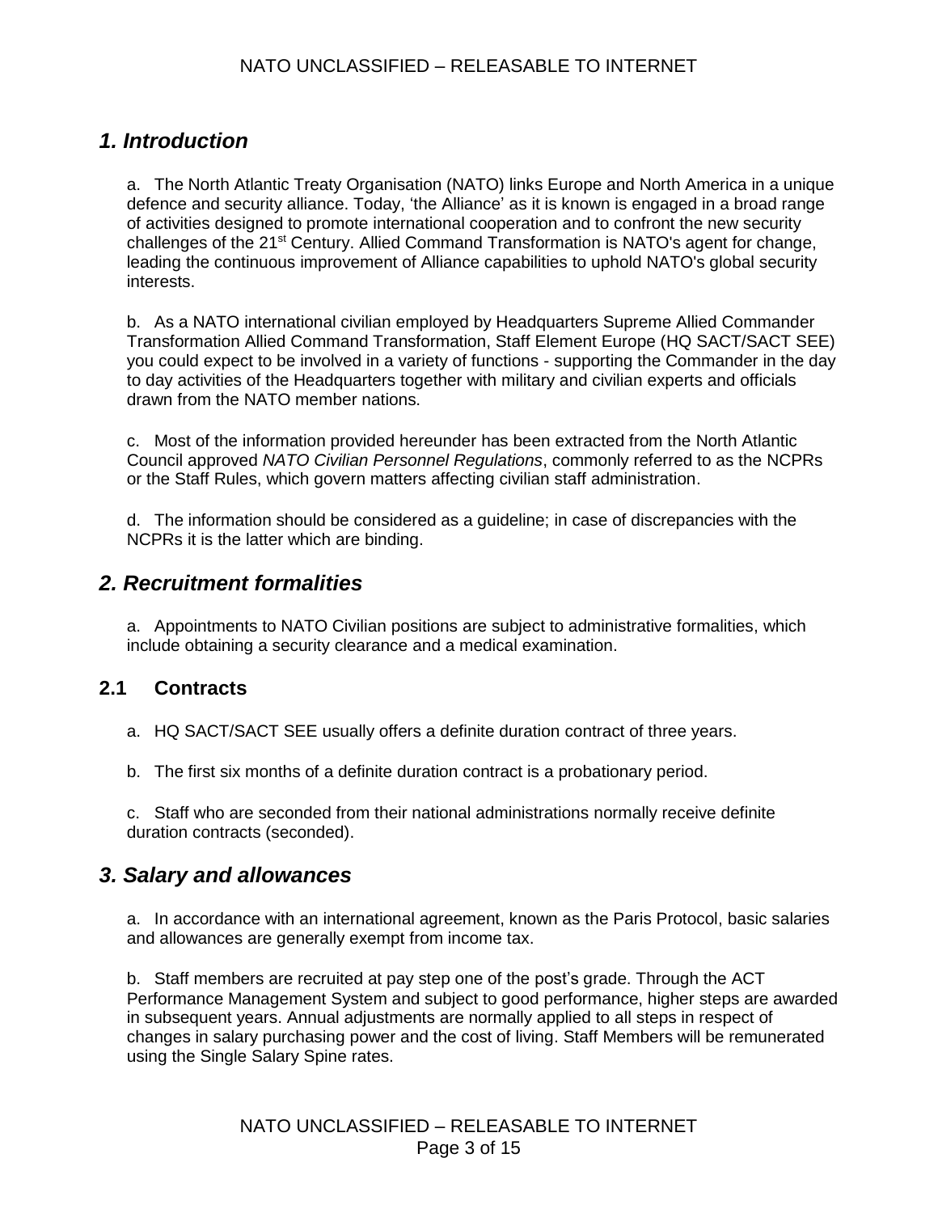## *1. Introduction*

a. The North Atlantic Treaty Organisation (NATO) links Europe and North America in a unique defence and security alliance. Today, 'the Alliance' as it is known is engaged in a broad range of activities designed to promote international cooperation and to confront the new security challenges of the 21st Century. Allied Command Transformation is NATO's agent for change, leading the continuous improvement of Alliance capabilities to uphold NATO's global security interests.

b. As a NATO international civilian employed by Headquarters Supreme Allied Commander Transformation Allied Command Transformation, Staff Element Europe (HQ SACT/SACT SEE) you could expect to be involved in a variety of functions - supporting the Commander in the day to day activities of the Headquarters together with military and civilian experts and officials drawn from the NATO member nations.

c. Most of the information provided hereunder has been extracted from the North Atlantic Council approved *NATO Civilian Personnel Regulations*, commonly referred to as the NCPRs or the Staff Rules, which govern matters affecting civilian staff administration.

d. The information should be considered as a guideline; in case of discrepancies with the NCPRs it is the latter which are binding.

## *2. Recruitment formalities*

a. Appointments to NATO Civilian positions are subject to administrative formalities, which include obtaining a security clearance and a medical examination.

### 2.1 Contracts

a. HQ SACT/SACT SEE usually offers a definite duration contract of three years.

b. The first six months of a definite duration contract is a probationary period.

c. Staff who are seconded from their national administrations normally receive definite duration contracts (seconded).

## *3. Salary and allowances*

a. In accordance with an international agreement, known as the Paris Protocol, basic salaries and allowances are generally exempt from income tax.

b. Staff members are recruited at pay step one of the post's grade. Through the ACT Performance Management System and subject to good performance, higher steps are awarded in subsequent years. Annual adjustments are normally applied to all steps in respect of changes in salary purchasing power and the cost of living. Staff Members will be remunerated using the Single Salary Spine rates.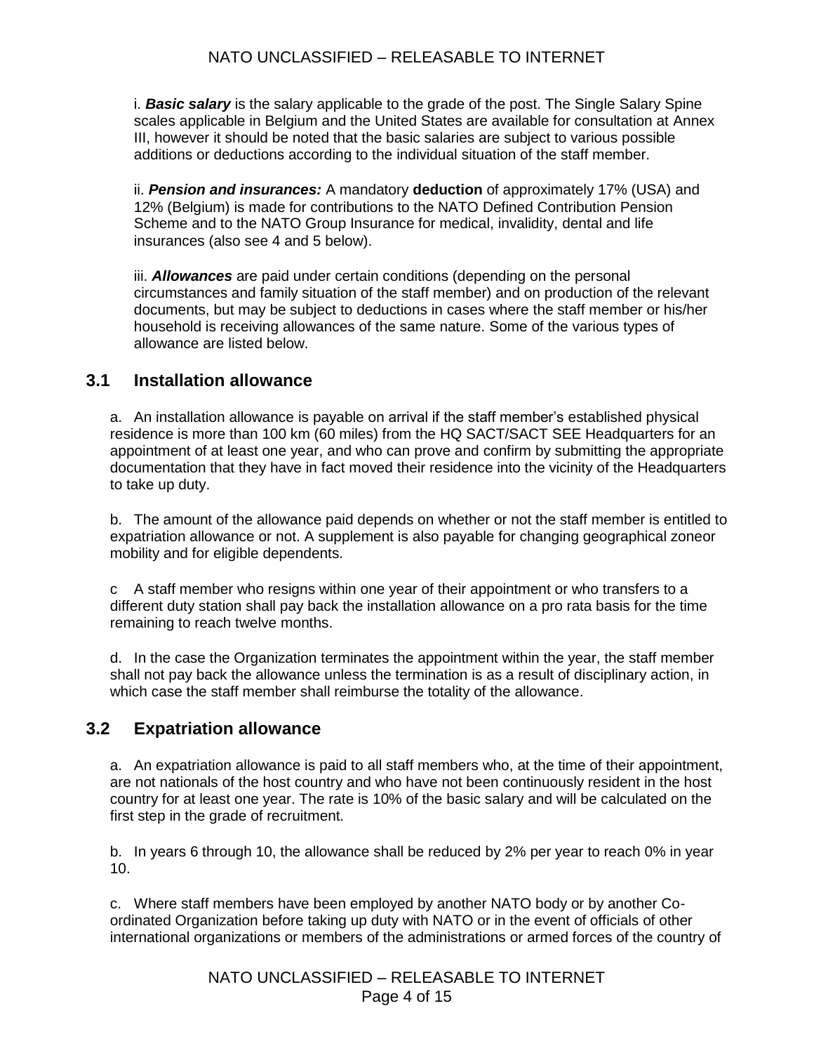i. ***Basic salary*** is the salary applicable to the grade of the post. The Single Salary Spine scales applicable in Belgium and the United States are available for consultation at Annex III, however it should be noted that the basic salaries are subject to various possible additions or deductions according to the individual situation of the staff member.

ii. ***Pension and insurances:*** A mandatory **deduction** of approximately 17% (USA) and 12% (Belgium) is made for contributions to the NATO Defined Contribution Pension Scheme and to the NATO Group Insurance for medical, invalidity, dental and life insurances (also see 4 and 5 below).

iii. ***Allowances*** are paid under certain conditions (depending on the personal circumstances and family situation of the staff member) and on production of the relevant documents, but may be subject to deductions in cases where the staff member or his/her household is receiving allowances of the same nature. Some of the various types of allowance are listed below.

## 3.1 Installation allowance

a. An installation allowance is payable on arrival if the staff member's established physical residence is more than 100 km (60 miles) from the HQ SACT/SACT SEE Headquarters for an appointment of at least one year, and who can prove and confirm by submitting the appropriate documentation that they have in fact moved their residence into the vicinity of the Headquarters to take up duty.

b. The amount of the allowance paid depends on whether or not the staff member is entitled to expatriation allowance or not. A supplement is also payable for changing geographical zoneor mobility and for eligible dependents.

c A staff member who resigns within one year of their appointment or who transfers to a different duty station shall pay back the installation allowance on a pro rata basis for the time remaining to reach twelve months.

d. In the case the Organization terminates the appointment within the year, the staff member shall not pay back the allowance unless the termination is as a result of disciplinary action, in which case the staff member shall reimburse the totality of the allowance.

## 3.2 Expatriation allowance

a. An expatriation allowance is paid to all staff members who, at the time of their appointment, are not nationals of the host country and who have not been continuously resident in the host country for at least one year. The rate is 10% of the basic salary and will be calculated on the first step in the grade of recruitment.

b. In years 6 through 10, the allowance shall be reduced by 2% per year to reach 0% in year 10.

c. Where staff members have been employed by another NATO body or by another Co-ordinated Organization before taking up duty with NATO or in the event of officials of other international organizations or members of the administrations or armed forces of the country of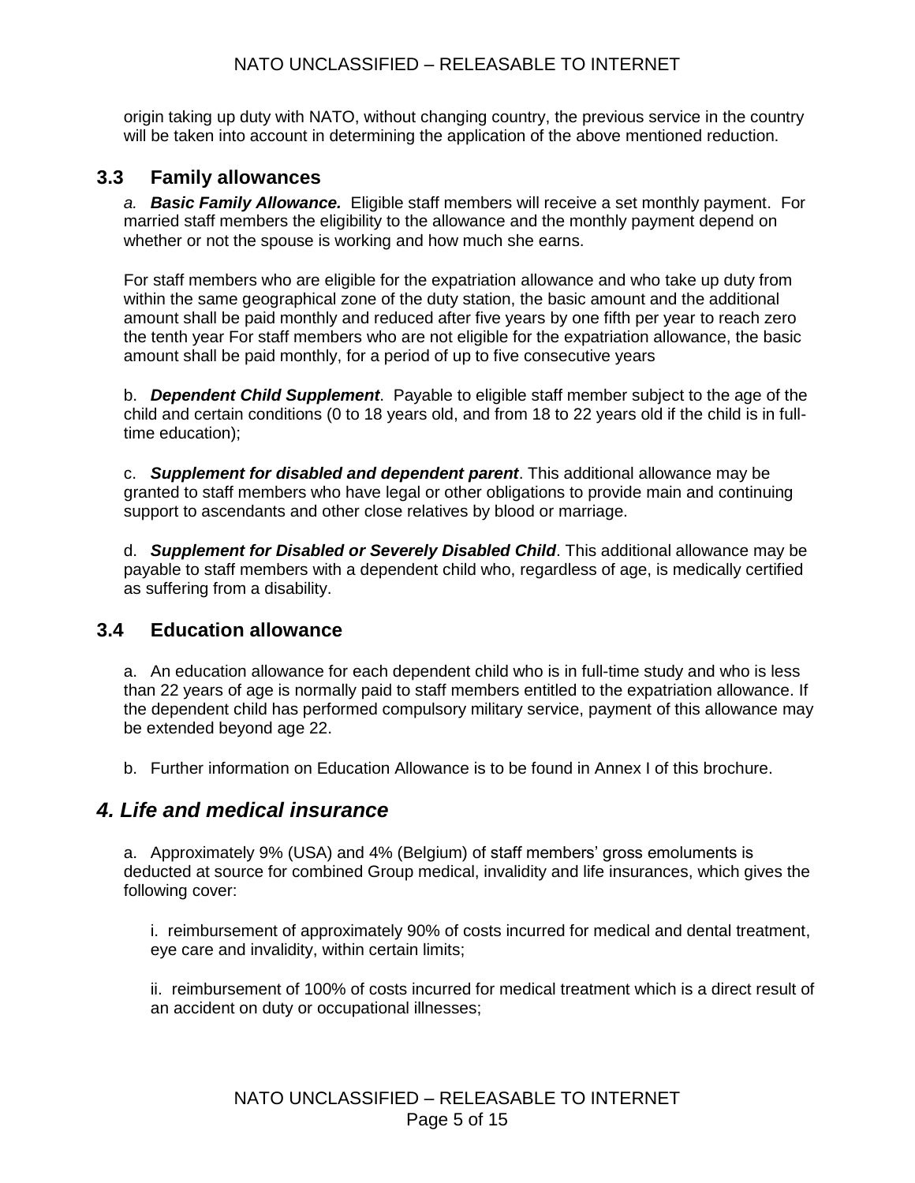origin taking up duty with NATO, without changing country, the previous service in the country will be taken into account in determining the application of the above mentioned reduction.

### 3.3 Family allowances

*a.* ***Basic Family Allowance.*** Eligible staff members will receive a set monthly payment. For married staff members the eligibility to the allowance and the monthly payment depend on whether or not the spouse is working and how much she earns.

For staff members who are eligible for the expatriation allowance and who take up duty from within the same geographical zone of the duty station, the basic amount and the additional amount shall be paid monthly and reduced after five years by one fifth per year to reach zero the tenth year For staff members who are not eligible for the expatriation allowance, the basic amount shall be paid monthly, for a period of up to five consecutive years

b. ***Dependent Child Supplement***. Payable to eligible staff member subject to the age of the child and certain conditions (0 to 18 years old, and from 18 to 22 years old if the child is in full-time education);

c. ***Supplement for disabled and dependent parent***. This additional allowance may be granted to staff members who have legal or other obligations to provide main and continuing support to ascendants and other close relatives by blood or marriage.

d. ***Supplement for Disabled or Severely Disabled Child***. This additional allowance may be payable to staff members with a dependent child who, regardless of age, is medically certified as suffering from a disability.

### 3.4 Education allowance

a. An education allowance for each dependent child who is in full-time study and who is less than 22 years of age is normally paid to staff members entitled to the expatriation allowance. If the dependent child has performed compulsory military service, payment of this allowance may be extended beyond age 22.

b. Further information on Education Allowance is to be found in Annex I of this brochure.

## *4. Life and medical insurance*

a. Approximately 9% (USA) and 4% (Belgium) of staff members' gross emoluments is deducted at source for combined Group medical, invalidity and life insurances, which gives the following cover:

i. reimbursement of approximately 90% of costs incurred for medical and dental treatment, eye care and invalidity, within certain limits;

ii. reimbursement of 100% of costs incurred for medical treatment which is a direct result of an accident on duty or occupational illnesses;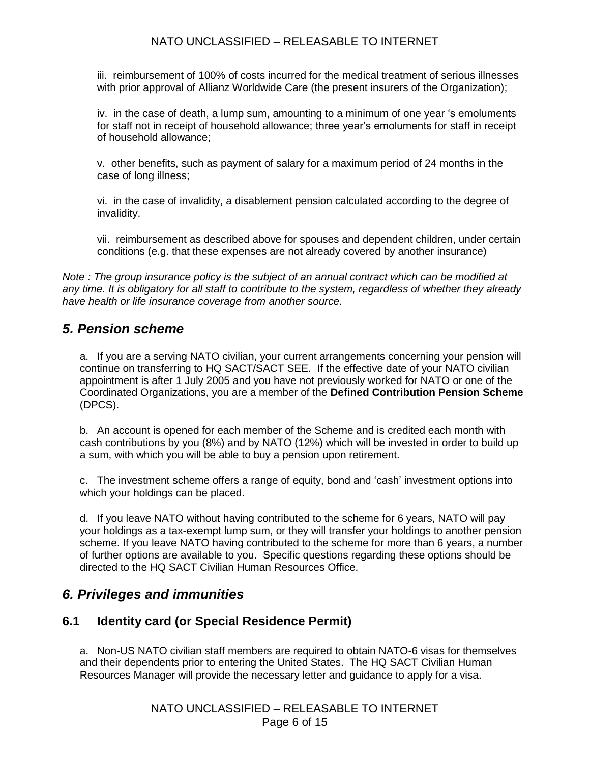iii. reimbursement of 100% of costs incurred for the medical treatment of serious illnesses with prior approval of Allianz Worldwide Care (the present insurers of the Organization);

iv. in the case of death, a lump sum, amounting to a minimum of one year 's emoluments for staff not in receipt of household allowance; three year's emoluments for staff in receipt of household allowance;

v. other benefits, such as payment of salary for a maximum period of 24 months in the case of long illness;

vi. in the case of invalidity, a disablement pension calculated according to the degree of invalidity.

vii. reimbursement as described above for spouses and dependent children, under certain conditions (e.g. that these expenses are not already covered by another insurance)

*Note : The group insurance policy is the subject of an annual contract which can be modified at any time. It is obligatory for all staff to contribute to the system, regardless of whether they already have health or life insurance coverage from another source.*

## *5. Pension scheme*

a. If you are a serving NATO civilian, your current arrangements concerning your pension will continue on transferring to HQ SACT/SACT SEE. If the effective date of your NATO civilian appointment is after 1 July 2005 and you have not previously worked for NATO or one of the Coordinated Organizations, you are a member of the **Defined Contribution Pension Scheme** (DPCS).

b. An account is opened for each member of the Scheme and is credited each month with cash contributions by you (8%) and by NATO (12%) which will be invested in order to build up a sum, with which you will be able to buy a pension upon retirement.

c. The investment scheme offers a range of equity, bond and 'cash' investment options into which your holdings can be placed.

d. If you leave NATO without having contributed to the scheme for 6 years, NATO will pay your holdings as a tax-exempt lump sum, or they will transfer your holdings to another pension scheme. If you leave NATO having contributed to the scheme for more than 6 years, a number of further options are available to you. Specific questions regarding these options should be directed to the HQ SACT Civilian Human Resources Office.

## *6. Privileges and immunities*

### 6.1 Identity card (or Special Residence Permit)

a. Non-US NATO civilian staff members are required to obtain NATO-6 visas for themselves and their dependents prior to entering the United States. The HQ SACT Civilian Human Resources Manager will provide the necessary letter and guidance to apply for a visa.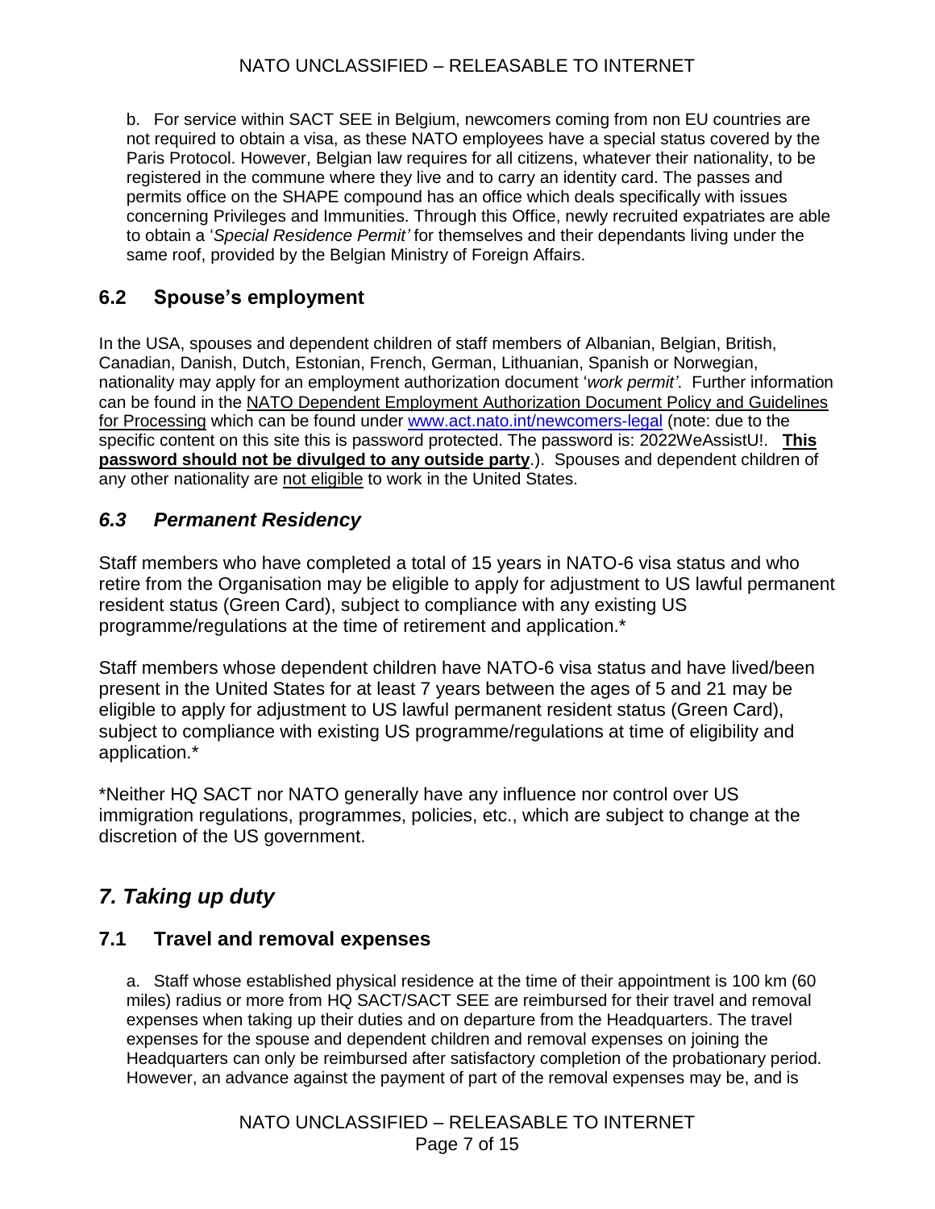b. For service within SACT SEE in Belgium, newcomers coming from non EU countries are not required to obtain a visa, as these NATO employees have a special status covered by the Paris Protocol. However, Belgian law requires for all citizens, whatever their nationality, to be registered in the commune where they live and to carry an identity card. The passes and permits office on the SHAPE compound has an office which deals specifically with issues concerning Privileges and Immunities. Through this Office, newly recruited expatriates are able to obtain a '*Special Residence Permit'* for themselves and their dependants living under the same roof, provided by the Belgian Ministry of Foreign Affairs.

## 6.2 Spouse's employment

In the USA, spouses and dependent children of staff members of Albanian, Belgian, British, Canadian, Danish, Dutch, Estonian, French, German, Lithuanian, Spanish or Norwegian, nationality may apply for an employment authorization document '*work permit'*. Further information can be found in the NATO Dependent Employment Authorization Document Policy and Guidelines for Processing which can be found under [www.act.nato.int/newcomers-legal](www.act.nato.int/newcomers-legal) (note: due to the specific content on this site this is password protected. The password is: 2022WeAssistU!. **This password should not be divulged to any outside party**.). Spouses and dependent children of any other nationality are not eligible to work in the United States.

## *6.3 Permanent Residency*

Staff members who have completed a total of 15 years in NATO-6 visa status and who retire from the Organisation may be eligible to apply for adjustment to US lawful permanent resident status (Green Card), subject to compliance with any existing US programme/regulations at the time of retirement and application.*

Staff members whose dependent children have NATO-6 visa status and have lived/been present in the United States for at least 7 years between the ages of 5 and 21 may be eligible to apply for adjustment to US lawful permanent resident status (Green Card), subject to compliance with existing US programme/regulations at time of eligibility and application.*

*Neither HQ SACT nor NATO generally have any influence nor control over US immigration regulations, programmes, policies, etc., which are subject to change at the discretion of the US government.

# *7. Taking up duty*

## 7.1 Travel and removal expenses

a. Staff whose established physical residence at the time of their appointment is 100 km (60 miles) radius or more from HQ SACT/SACT SEE are reimbursed for their travel and removal expenses when taking up their duties and on departure from the Headquarters. The travel expenses for the spouse and dependent children and removal expenses on joining the Headquarters can only be reimbursed after satisfactory completion of the probationary period. However, an advance against the payment of part of the removal expenses may be, and is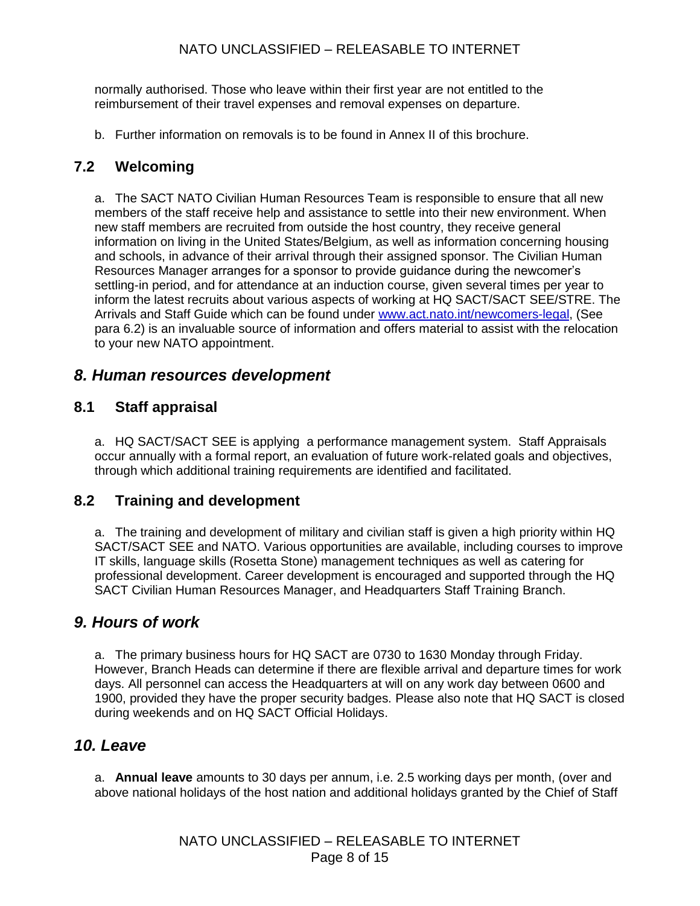normally authorised. Those who leave within their first year are not entitled to the reimbursement of their travel expenses and removal expenses on departure.

b. Further information on removals is to be found in Annex II of this brochure.

### 7.2 Welcoming

a. The SACT NATO Civilian Human Resources Team is responsible to ensure that all new members of the staff receive help and assistance to settle into their new environment. When new staff members are recruited from outside the host country, they receive general information on living in the United States/Belgium, as well as information concerning housing and schools, in advance of their arrival through their assigned sponsor. The Civilian Human Resources Manager arranges for a sponsor to provide guidance during the newcomer's settling-in period, and for attendance at an induction course, given several times per year to inform the latest recruits about various aspects of working at HQ SACT/SACT SEE/STRE. The Arrivals and Staff Guide which can be found under [www.act.nato.int/newcomers-legal](www.act.nato.int/newcomers-legal), (See para 6.2) is an invaluable source of information and offers material to assist with the relocation to your new NATO appointment.

## *8. Human resources development*

### 8.1 Staff appraisal

a. HQ SACT/SACT SEE is applying a performance management system. Staff Appraisals occur annually with a formal report, an evaluation of future work-related goals and objectives, through which additional training requirements are identified and facilitated.

### 8.2 Training and development

a. The training and development of military and civilian staff is given a high priority within HQ SACT/SACT SEE and NATO. Various opportunities are available, including courses to improve IT skills, language skills (Rosetta Stone) management techniques as well as catering for professional development. Career development is encouraged and supported through the HQ SACT Civilian Human Resources Manager, and Headquarters Staff Training Branch.

## *9. Hours of work*

a. The primary business hours for HQ SACT are 0730 to 1630 Monday through Friday. However, Branch Heads can determine if there are flexible arrival and departure times for work days. All personnel can access the Headquarters at will on any work day between 0600 and 1900, provided they have the proper security badges. Please also note that HQ SACT is closed during weekends and on HQ SACT Official Holidays.

## *10. Leave*

a. **Annual leave** amounts to 30 days per annum, i.e. 2.5 working days per month, (over and above national holidays of the host nation and additional holidays granted by the Chief of Staff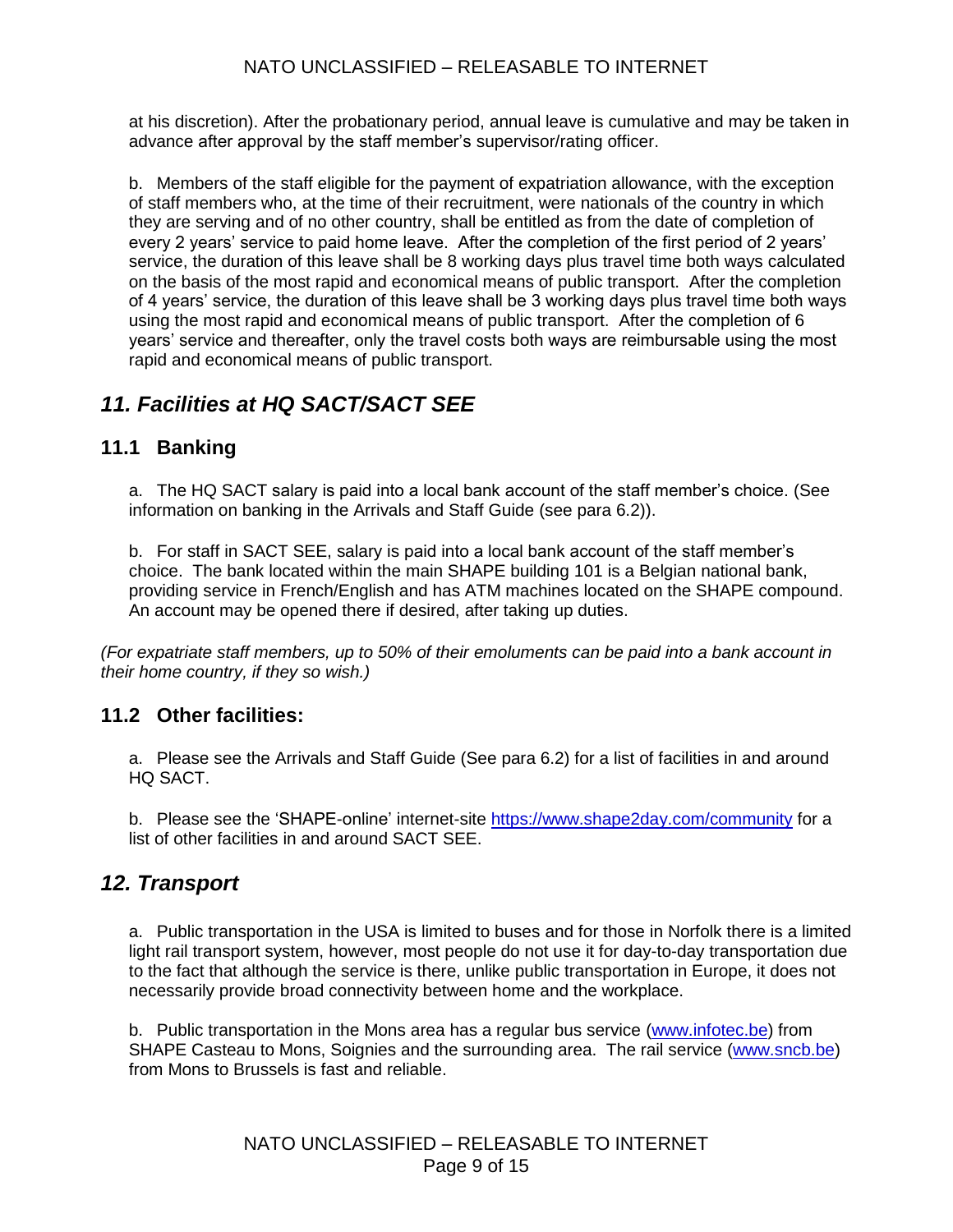at his discretion). After the probationary period, annual leave is cumulative and may be taken in advance after approval by the staff member's supervisor/rating officer.

b. Members of the staff eligible for the payment of expatriation allowance, with the exception of staff members who, at the time of their recruitment, were nationals of the country in which they are serving and of no other country, shall be entitled as from the date of completion of every 2 years' service to paid home leave. After the completion of the first period of 2 years' service, the duration of this leave shall be 8 working days plus travel time both ways calculated on the basis of the most rapid and economical means of public transport. After the completion of 4 years' service, the duration of this leave shall be 3 working days plus travel time both ways using the most rapid and economical means of public transport. After the completion of 6 years' service and thereafter, only the travel costs both ways are reimbursable using the most rapid and economical means of public transport.

## *11. Facilities at HQ SACT/SACT SEE*

### 11.1 Banking

a. The HQ SACT salary is paid into a local bank account of the staff member's choice. (See information on banking in the Arrivals and Staff Guide (see para 6.2)).

b. For staff in SACT SEE, salary is paid into a local bank account of the staff member's choice. The bank located within the main SHAPE building 101 is a Belgian national bank, providing service in French/English and has ATM machines located on the SHAPE compound. An account may be opened there if desired, after taking up duties.

*(For expatriate staff members, up to 50% of their emoluments can be paid into a bank account in their home country, if they so wish.)*

### 11.2 Other facilities:

a. Please see the Arrivals and Staff Guide (See para 6.2) for a list of facilities in and around HQ SACT.

b. Please see the 'SHAPE-online' internet-site https://www.shape2day.com/community for a list of other facilities in and around SACT SEE.

## *12. Transport*

a. Public transportation in the USA is limited to buses and for those in Norfolk there is a limited light rail transport system, however, most people do not use it for day-to-day transportation due to the fact that although the service is there, unlike public transportation in Europe, it does not necessarily provide broad connectivity between home and the workplace.

b. Public transportation in the Mons area has a regular bus service (www.infotec.be) from SHAPE Casteau to Mons, Soignies and the surrounding area. The rail service (www.sncb.be) from Mons to Brussels is fast and reliable.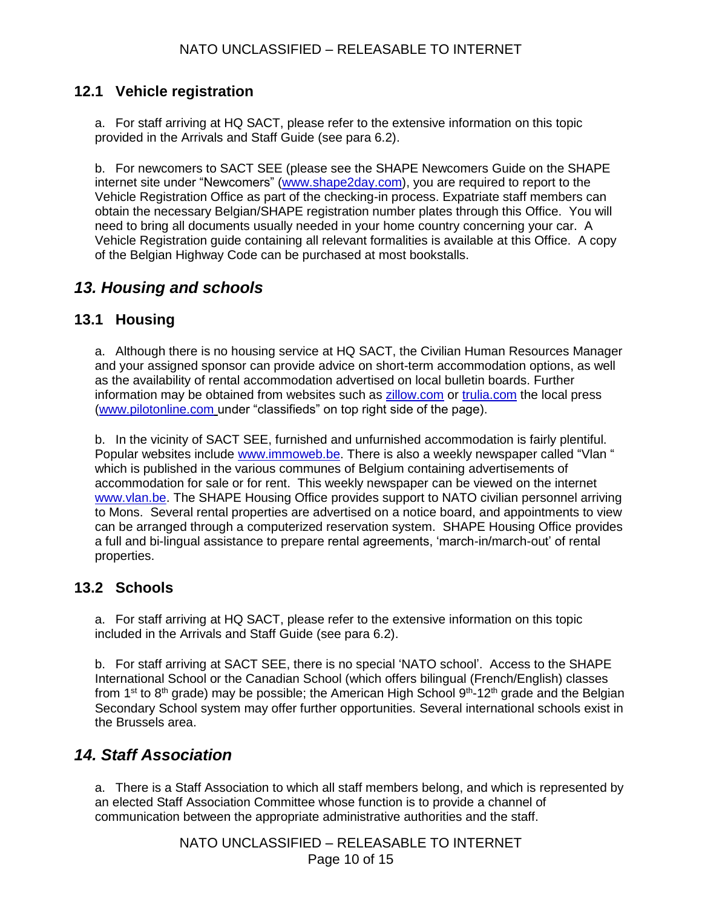### 12.1 Vehicle registration

a. For staff arriving at HQ SACT, please refer to the extensive information on this topic provided in the Arrivals and Staff Guide (see para 6.2).

b. For newcomers to SACT SEE (please see the SHAPE Newcomers Guide on the SHAPE internet site under "Newcomers" (www.shape2day.com), you are required to report to the Vehicle Registration Office as part of the checking-in process. Expatriate staff members can obtain the necessary Belgian/SHAPE registration number plates through this Office. You will need to bring all documents usually needed in your home country concerning your car. A Vehicle Registration guide containing all relevant formalities is available at this Office. A copy of the Belgian Highway Code can be purchased at most bookstalls.

## *13. Housing and schools*

### 13.1 Housing

a. Although there is no housing service at HQ SACT, the Civilian Human Resources Manager and your assigned sponsor can provide advice on short-term accommodation options, as well as the availability of rental accommodation advertised on local bulletin boards. Further information may be obtained from websites such as zillow.com or trulia.com the local press (www.pilotonline.com under "classifieds" on top right side of the page).

b. In the vicinity of SACT SEE, furnished and unfurnished accommodation is fairly plentiful. Popular websites include www.immoweb.be. There is also a weekly newspaper called "Vlan " which is published in the various communes of Belgium containing advertisements of accommodation for sale or for rent. This weekly newspaper can be viewed on the internet www.vlan.be. The SHAPE Housing Office provides support to NATO civilian personnel arriving to Mons. Several rental properties are advertised on a notice board, and appointments to view can be arranged through a computerized reservation system. SHAPE Housing Office provides a full and bi-lingual assistance to prepare rental agreements, 'march-in/march-out' of rental properties.

### 13.2 Schools

a. For staff arriving at HQ SACT, please refer to the extensive information on this topic included in the Arrivals and Staff Guide (see para 6.2).

b. For staff arriving at SACT SEE, there is no special 'NATO school'. Access to the SHAPE International School or the Canadian School (which offers bilingual (French/English) classes from 1st to 8th grade) may be possible; the American High School 9th-12th grade and the Belgian Secondary School system may offer further opportunities. Several international schools exist in the Brussels area.

## *14. Staff Association*

a. There is a Staff Association to which all staff members belong, and which is represented by an elected Staff Association Committee whose function is to provide a channel of communication between the appropriate administrative authorities and the staff.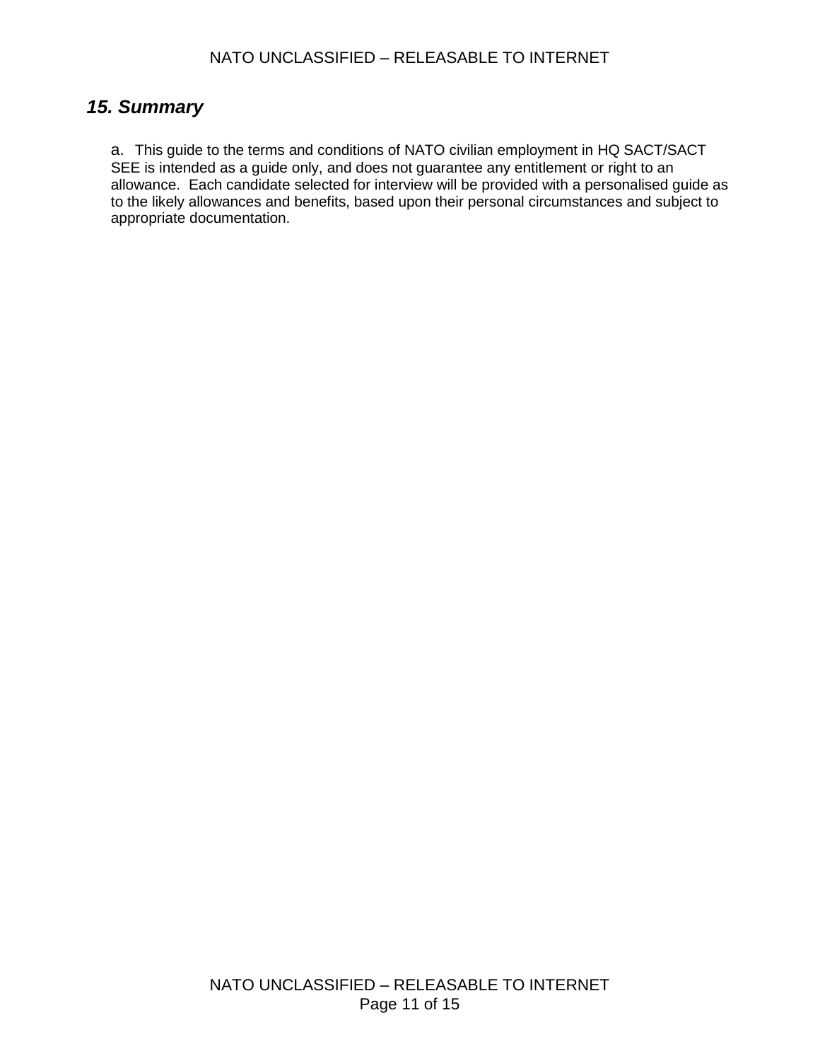## *15. Summary*

a. This guide to the terms and conditions of NATO civilian employment in HQ SACT/SACT SEE is intended as a guide only, and does not guarantee any entitlement or right to an allowance. Each candidate selected for interview will be provided with a personalised guide as to the likely allowances and benefits, based upon their personal circumstances and subject to appropriate documentation.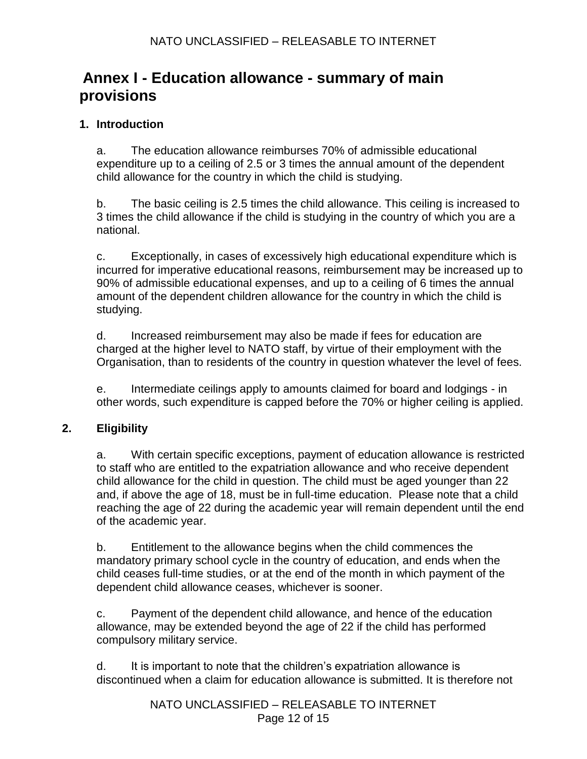# Annex I - Education allowance - summary of main provisions

## 1. Introduction

a. The education allowance reimburses 70% of admissible educational expenditure up to a ceiling of 2.5 or 3 times the annual amount of the dependent child allowance for the country in which the child is studying.

b. The basic ceiling is 2.5 times the child allowance. This ceiling is increased to 3 times the child allowance if the child is studying in the country of which you are a national.

c. Exceptionally, in cases of excessively high educational expenditure which is incurred for imperative educational reasons, reimbursement may be increased up to 90% of admissible educational expenses, and up to a ceiling of 6 times the annual amount of the dependent children allowance for the country in which the child is studying.

d. Increased reimbursement may also be made if fees for education are charged at the higher level to NATO staff, by virtue of their employment with the Organisation, than to residents of the country in question whatever the level of fees.

e. Intermediate ceilings apply to amounts claimed for board and lodgings - in other words, such expenditure is capped before the 70% or higher ceiling is applied.

## 2. Eligibility

a. With certain specific exceptions, payment of education allowance is restricted to staff who are entitled to the expatriation allowance and who receive dependent child allowance for the child in question. The child must be aged younger than 22 and, if above the age of 18, must be in full-time education. Please note that a child reaching the age of 22 during the academic year will remain dependent until the end of the academic year.

b. Entitlement to the allowance begins when the child commences the mandatory primary school cycle in the country of education, and ends when the child ceases full-time studies, or at the end of the month in which payment of the dependent child allowance ceases, whichever is sooner.

c. Payment of the dependent child allowance, and hence of the education allowance, may be extended beyond the age of 22 if the child has performed compulsory military service.

d. It is important to note that the children's expatriation allowance is discontinued when a claim for education allowance is submitted. It is therefore not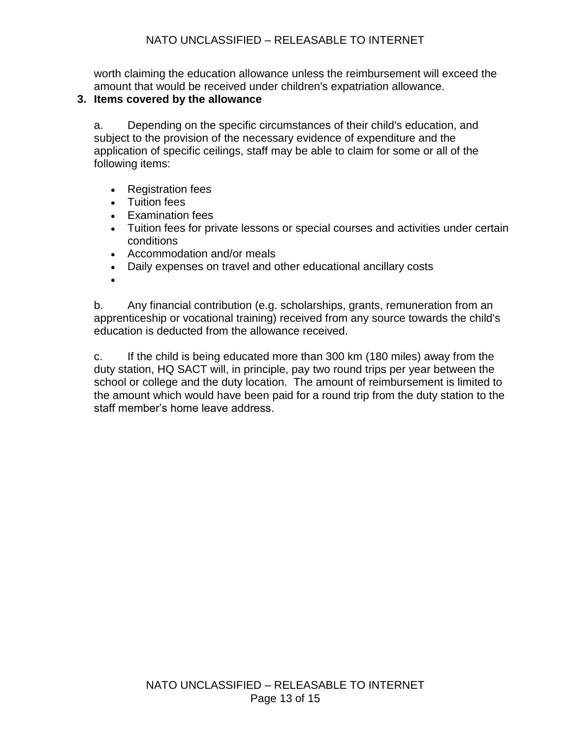worth claiming the education allowance unless the reimbursement will exceed the amount that would be received under children's expatriation allowance.

**3. Items covered by the allowance**

a. Depending on the specific circumstances of their child's education, and subject to the provision of the necessary evidence of expenditure and the application of specific ceilings, staff may be able to claim for some or all of the following items:

- Registration fees
- Tuition fees
- Examination fees
- Tuition fees for private lessons or special courses and activities under certain conditions
- Accommodation and/or meals
- Daily expenses on travel and other educational ancillary costs
-

b. Any financial contribution (e.g. scholarships, grants, remuneration from an apprenticeship or vocational training) received from any source towards the child's education is deducted from the allowance received.

c. If the child is being educated more than 300 km (180 miles) away from the duty station, HQ SACT will, in principle, pay two round trips per year between the school or college and the duty location. The amount of reimbursement is limited to the amount which would have been paid for a round trip from the duty station to the staff member's home leave address.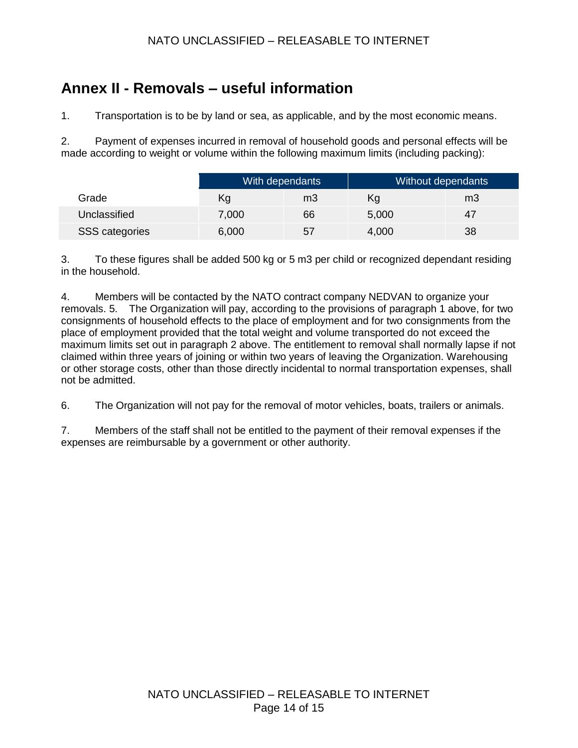## Annex II - Removals – useful information

1. Transportation is to be by land or sea, as applicable, and by the most economic means.

2. Payment of expenses incurred in removal of household goods and personal effects will be made according to weight or volume within the following maximum limits (including packing):

| | With dependants | | Without dependants | |
|---|---|---|---|---|
| Grade | Kg | m3 | Kg | m3 |
| Unclassified | 7,000 | 66 | 5,000 | 47 |
| SSS categories | 6,000 | 57 | 4,000 | 38 |

3. To these figures shall be added 500 kg or 5 m3 per child or recognized dependant residing in the household.

4. Members will be contacted by the NATO contract company NEDVAN to organize your removals. 5. The Organization will pay, according to the provisions of paragraph 1 above, for two consignments of household effects to the place of employment and for two consignments from the place of employment provided that the total weight and volume transported do not exceed the maximum limits set out in paragraph 2 above. The entitlement to removal shall normally lapse if not claimed within three years of joining or within two years of leaving the Organization. Warehousing or other storage costs, other than those directly incidental to normal transportation expenses, shall not be admitted.

6. The Organization will not pay for the removal of motor vehicles, boats, trailers or animals.

7. Members of the staff shall not be entitled to the payment of their removal expenses if the expenses are reimbursable by a government or other authority.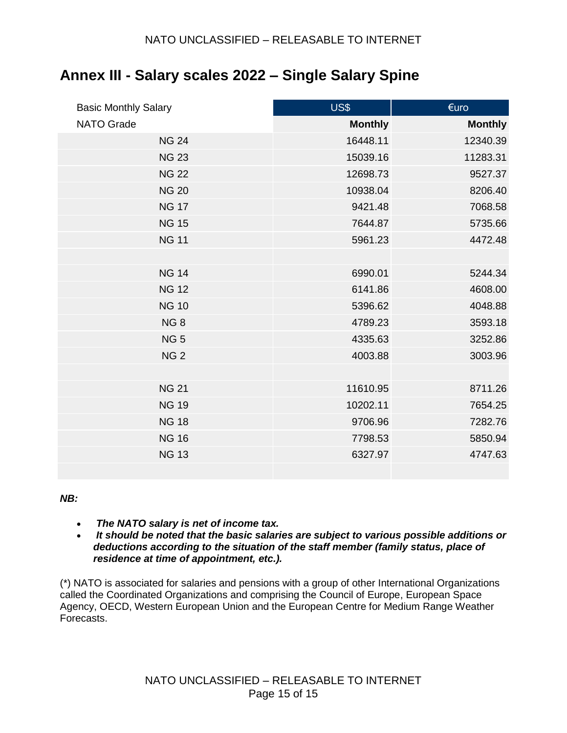# Annex III - Salary scales 2022 – Single Salary Spine

| Basic Monthly Salary | US$ | €uro |
|---|---|---|
| NATO Grade | **Monthly** | **Monthly** |
| NG 24 | 16448.11 | 12340.39 |
| NG 23 | 15039.16 | 11283.31 |
| NG 22 | 12698.73 | 9527.37 |
| NG 20 | 10938.04 | 8206.40 |
| NG 17 | 9421.48 | 7068.58 |
| NG 15 | 7644.87 | 5735.66 |
| NG 11 | 5961.23 | 4472.48 |
| | | |
| NG 14 | 6990.01 | 5244.34 |
| NG 12 | 6141.86 | 4608.00 |
| NG 10 | 5396.62 | 4048.88 |
| NG 8 | 4789.23 | 3593.18 |
| NG 5 | 4335.63 | 3252.86 |
| NG 2 | 4003.88 | 3003.96 |
| | | |
| NG 21 | 11610.95 | 8711.26 |
| NG 19 | 10202.11 | 7654.25 |
| NG 18 | 9706.96 | 7282.76 |
| NG 16 | 7798.53 | 5850.94 |
| NG 13 | 6327.97 | 4747.63 |
| | | |

***NB:***

- ***The NATO salary is net of income tax.***
- ***It should be noted that the basic salaries are subject to various possible additions or deductions according to the situation of the staff member (family status, place of residence at time of appointment, etc.).***

(*) NATO is associated for salaries and pensions with a group of other International Organizations called the Coordinated Organizations and comprising the Council of Europe, European Space Agency, OECD, Western European Union and the European Centre for Medium Range Weather Forecasts.